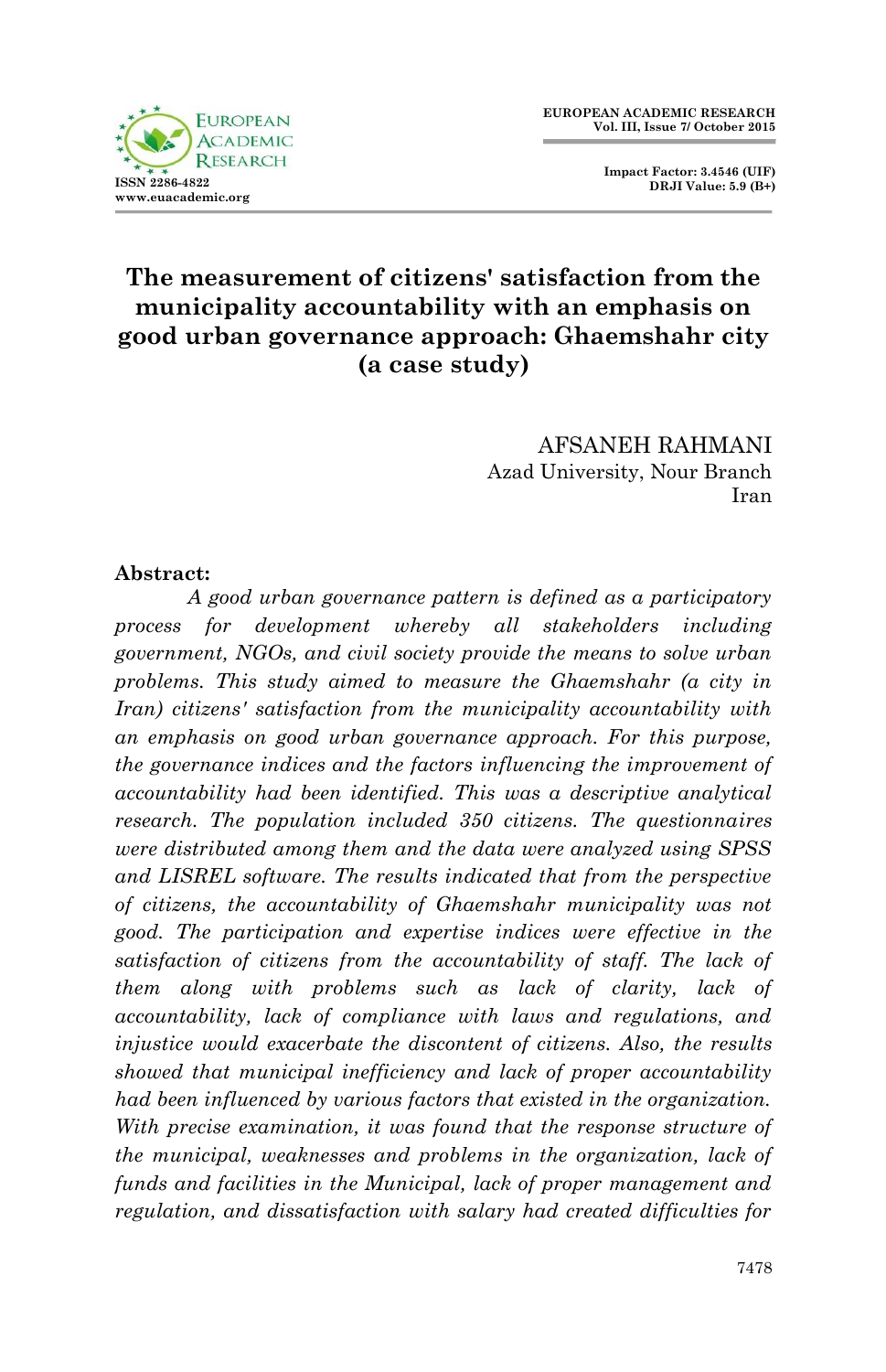# The measurement of citizens' satisfaction from the municipality accountability with an emphasis on good urban governance approach: Ghaemshahr city (a case study)

AFSANEH RAHMANI
Azad University, Nour Branch
Iran

**Abstract:**

*A good urban governance pattern is defined as a participatory process for development whereby all stakeholders including government, NGOs, and civil society provide the means to solve urban problems. This study aimed to measure the Ghaemshahr (a city in Iran) citizens' satisfaction from the municipality accountability with an emphasis on good urban governance approach. For this purpose, the governance indices and the factors influencing the improvement of accountability had been identified. This was a descriptive analytical research. The population included 350 citizens. The questionnaires were distributed among them and the data were analyzed using SPSS and LISREL software. The results indicated that from the perspective of citizens, the accountability of Ghaemshahr municipality was not good. The participation and expertise indices were effective in the satisfaction of citizens from the accountability of staff. The lack of them along with problems such as lack of clarity, lack of accountability, lack of compliance with laws and regulations, and injustice would exacerbate the discontent of citizens. Also, the results showed that municipal inefficiency and lack of proper accountability had been influenced by various factors that existed in the organization. With precise examination, it was found that the response structure of the municipal, weaknesses and problems in the organization, lack of funds and facilities in the Municipal, lack of proper management and regulation, and dissatisfaction with salary had created difficulties for*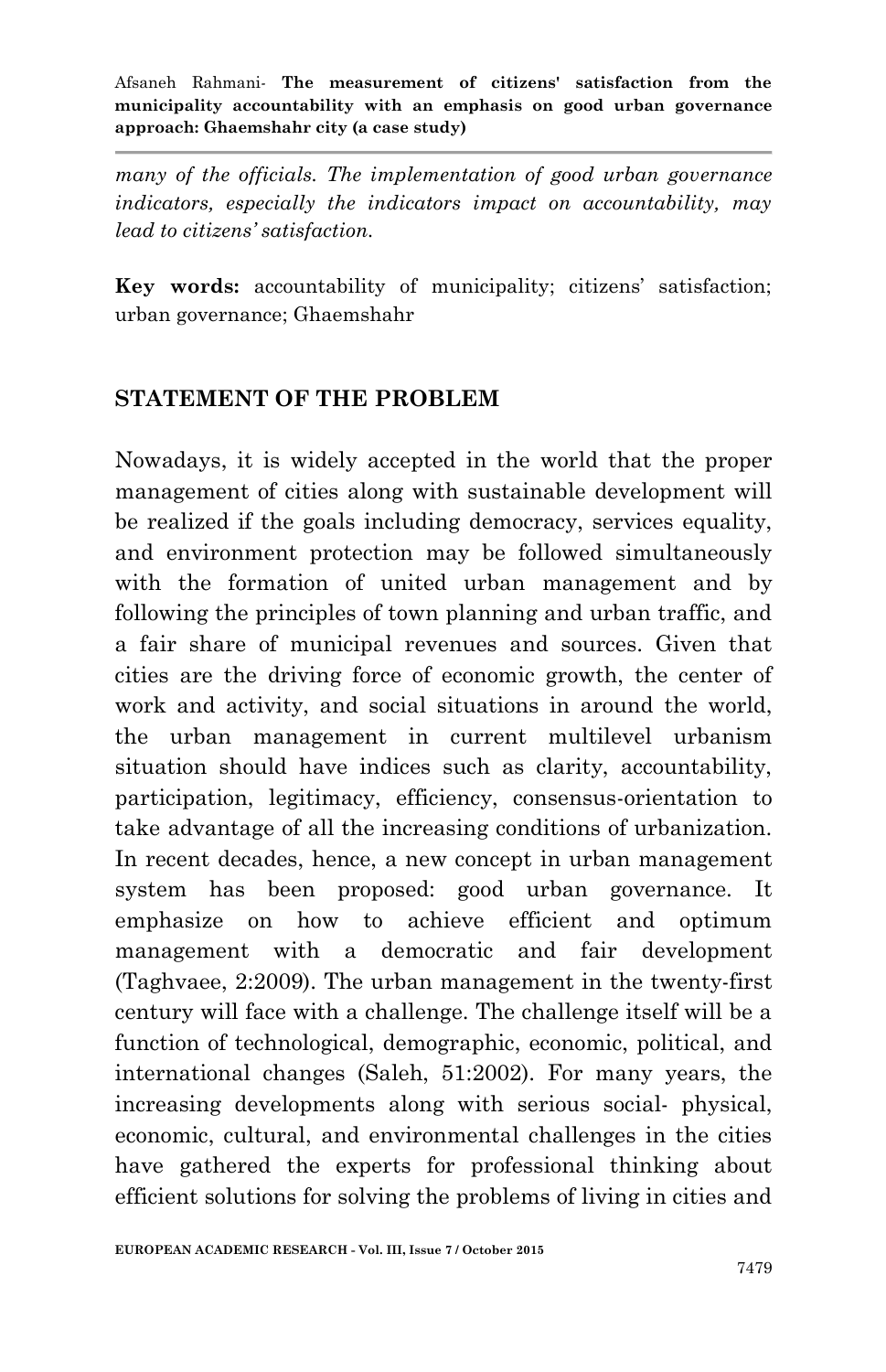*many of the officials. The implementation of good urban governance indicators, especially the indicators impact on accountability, may lead to citizens' satisfaction.*

**Key words:** accountability of municipality; citizens' satisfaction; urban governance; Ghaemshahr

## STATEMENT OF THE PROBLEM

Nowadays, it is widely accepted in the world that the proper management of cities along with sustainable development will be realized if the goals including democracy, services equality, and environment protection may be followed simultaneously with the formation of united urban management and by following the principles of town planning and urban traffic, and a fair share of municipal revenues and sources. Given that cities are the driving force of economic growth, the center of work and activity, and social situations in around the world, the urban management in current multilevel urbanism situation should have indices such as clarity, accountability, participation, legitimacy, efficiency, consensus-orientation to take advantage of all the increasing conditions of urbanization. In recent decades, hence, a new concept in urban management system has been proposed: good urban governance. It emphasize on how to achieve efficient and optimum management with a democratic and fair development (Taghvaee, 2:2009). The urban management in the twenty-first century will face with a challenge. The challenge itself will be a function of technological, demographic, economic, political, and international changes (Saleh, 51:2002). For many years, the increasing developments along with serious social- physical, economic, cultural, and environmental challenges in the cities have gathered the experts for professional thinking about efficient solutions for solving the problems of living in cities and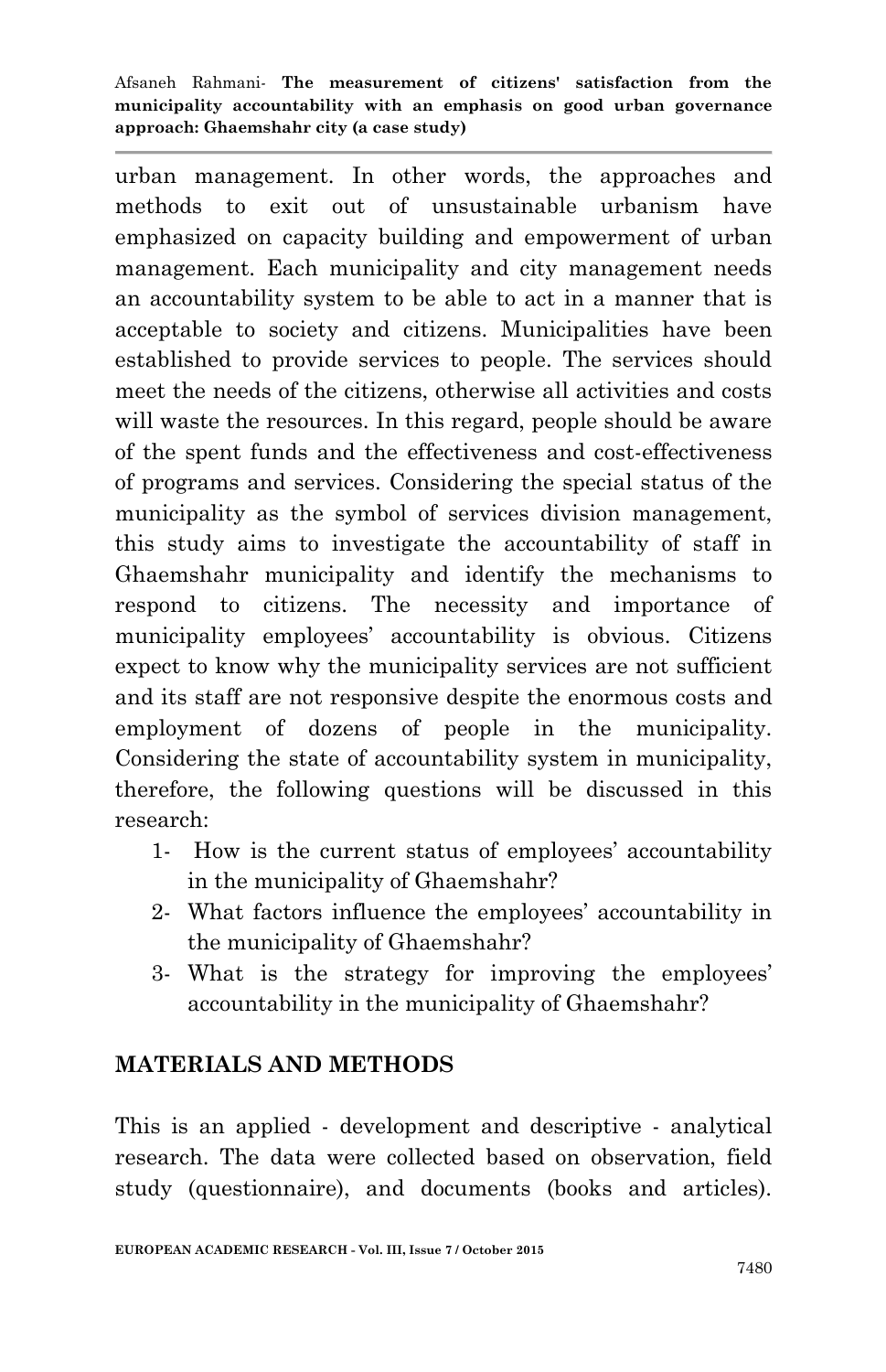urban management. In other words, the approaches and methods to exit out of unsustainable urbanism have emphasized on capacity building and empowerment of urban management. Each municipality and city management needs an accountability system to be able to act in a manner that is acceptable to society and citizens. Municipalities have been established to provide services to people. The services should meet the needs of the citizens, otherwise all activities and costs will waste the resources. In this regard, people should be aware of the spent funds and the effectiveness and cost-effectiveness of programs and services. Considering the special status of the municipality as the symbol of services division management, this study aims to investigate the accountability of staff in Ghaemshahr municipality and identify the mechanisms to respond to citizens. The necessity and importance of municipality employees' accountability is obvious. Citizens expect to know why the municipality services are not sufficient and its staff are not responsive despite the enormous costs and employment of dozens of people in the municipality. Considering the state of accountability system in municipality, therefore, the following questions will be discussed in this research:

1- How is the current status of employees' accountability in the municipality of Ghaemshahr?
2- What factors influence the employees' accountability in the municipality of Ghaemshahr?
3- What is the strategy for improving the employees' accountability in the municipality of Ghaemshahr?

## MATERIALS AND METHODS

This is an applied - development and descriptive - analytical research. The data were collected based on observation, field study (questionnaire), and documents (books and articles).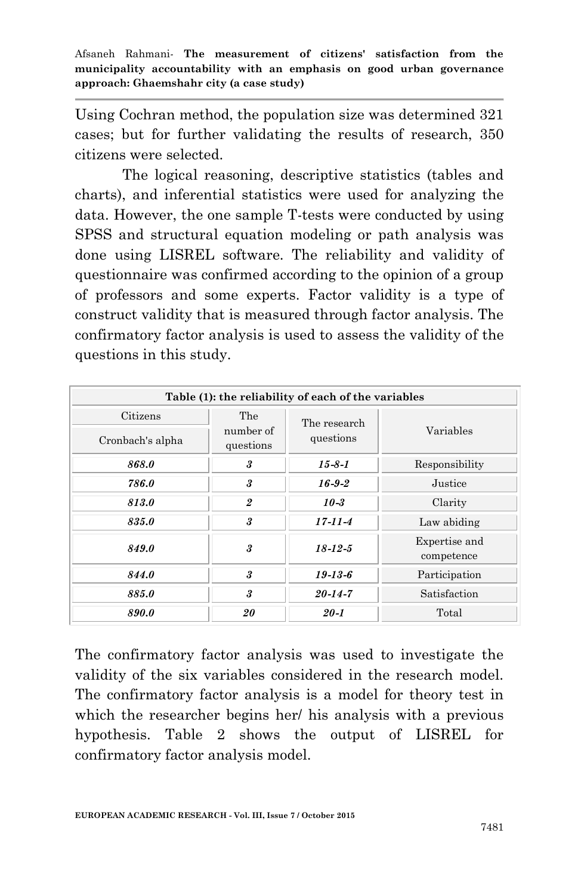Using Cochran method, the population size was determined 321 cases; but for further validating the results of research, 350 citizens were selected.

The logical reasoning, descriptive statistics (tables and charts), and inferential statistics were used for analyzing the data. However, the one sample T-tests were conducted by using SPSS and structural equation modeling or path analysis was done using LISREL software. The reliability and validity of questionnaire was confirmed according to the opinion of a group of professors and some experts. Factor validity is a type of construct validity that is measured through factor analysis. The confirmatory factor analysis is used to assess the validity of the questions in this study.

**Table (1): the reliability of each of the variables**

| Citizens Cronbach's alpha | The number of questions | The research questions | Variables |
|---|---|---|---|
| *868.0* | *3* | *15-8-1* | Responsibility |
| *786.0* | *3* | *16-9-2* | Justice |
| *813.0* | *2* | *10-3* | Clarity |
| *835.0* | *3* | *17-11-4* | Law abiding |
| *849.0* | *3* | *18-12-5* | Expertise and competence |
| *844.0* | *3* | *19-13-6* | Participation |
| *885.0* | *3* | *20-14-7* | Satisfaction |
| *890.0* | *20* | *20-1* | Total |

The confirmatory factor analysis was used to investigate the validity of the six variables considered in the research model. The confirmatory factor analysis is a model for theory test in which the researcher begins her/ his analysis with a previous hypothesis. Table 2 shows the output of LISREL for confirmatory factor analysis model.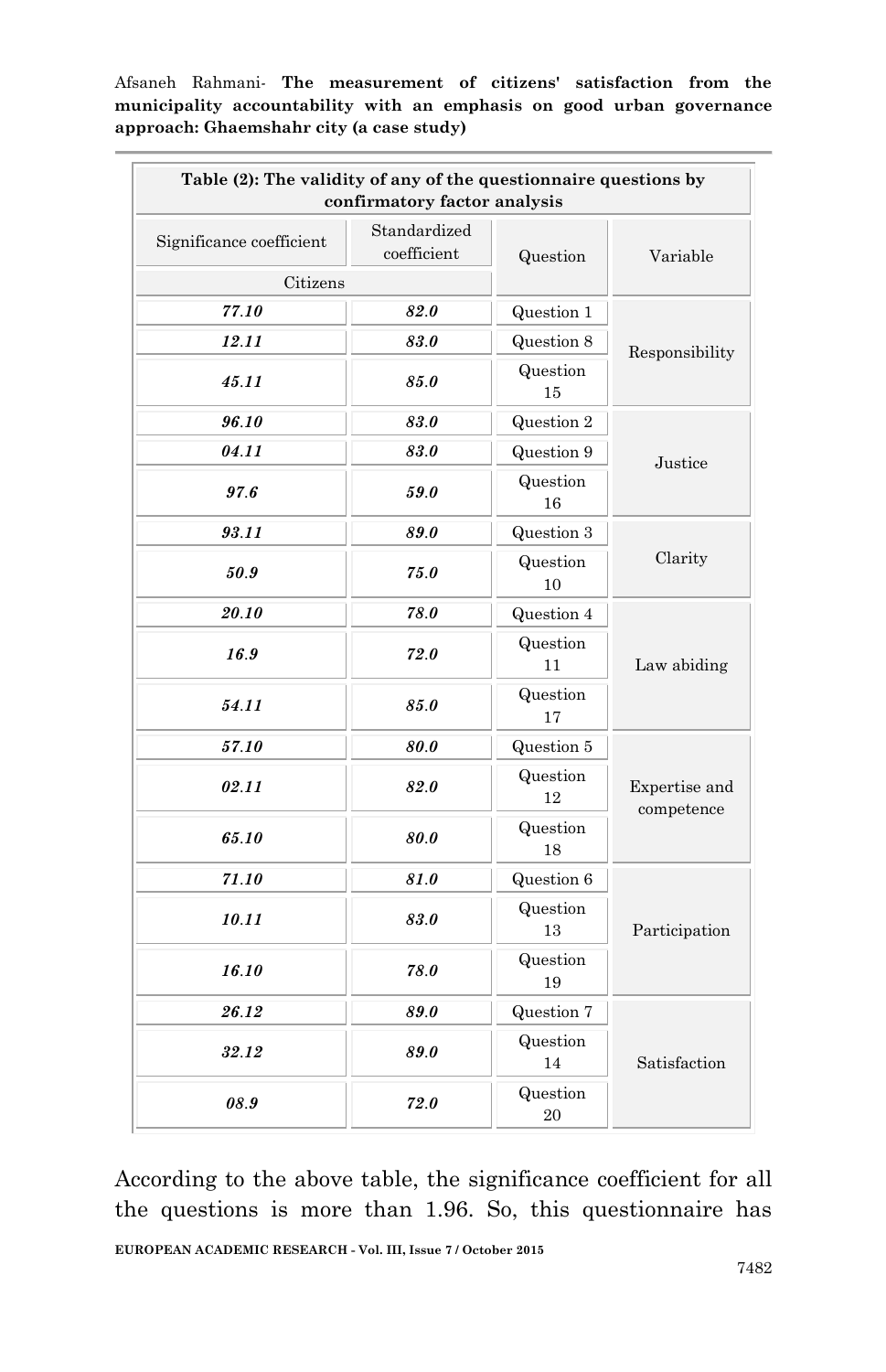Table (2): The validity of any of the questionnaire questions by confirmatory factor analysis

| Significance coefficient | Standardized coefficient | Question | Variable |
|---|---|---|---|
| Citizens | | | |
| ***77.10*** | ***82.0*** | Question 1 | Responsibility |
| ***12.11*** | ***83.0*** | Question 8 | |
| ***45.11*** | ***85.0*** | Question 15 | |
| ***96.10*** | ***83.0*** | Question 2 | Justice |
| ***04.11*** | ***83.0*** | Question 9 | |
| ***97.6*** | ***59.0*** | Question 16 | |
| ***93.11*** | ***89.0*** | Question 3 | Clarity |
| ***50.9*** | ***75.0*** | Question 10 | |
| ***20.10*** | ***78.0*** | Question 4 | Law abiding |
| ***16.9*** | ***72.0*** | Question 11 | |
| ***54.11*** | ***85.0*** | Question 17 | |
| ***57.10*** | ***80.0*** | Question 5 | Expertise and competence |
| ***02.11*** | ***82.0*** | Question 12 | |
| ***65.10*** | ***80.0*** | Question 18 | |
| ***71.10*** | ***81.0*** | Question 6 | Participation |
| ***10.11*** | ***83.0*** | Question 13 | |
| ***16.10*** | ***78.0*** | Question 19 | |
| ***26.12*** | ***89.0*** | Question 7 | Satisfaction |
| ***32.12*** | ***89.0*** | Question 14 | |
| ***08.9*** | ***72.0*** | Question 20 | |

According to the above table, the significance coefficient for all the questions is more than 1.96. So, this questionnaire has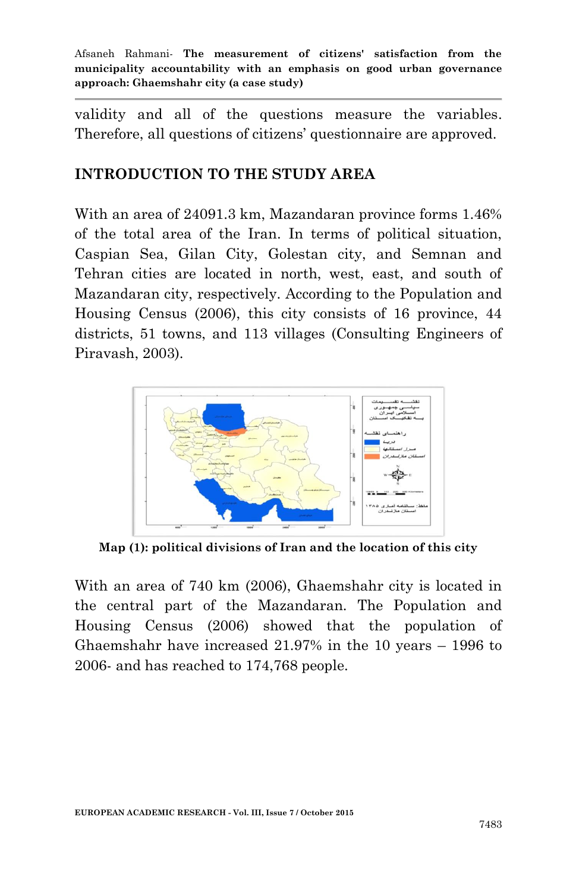validity and all of the questions measure the variables. Therefore, all questions of citizens' questionnaire are approved.

## INTRODUCTION TO THE STUDY AREA

With an area of 24091.3 km, Mazandaran province forms 1.46% of the total area of the Iran. In terms of political situation, Caspian Sea, Gilan City, Golestan city, and Semnan and Tehran cities are located in north, west, east, and south of Mazandaran city, respectively. According to the Population and Housing Census (2006), this city consists of 16 province, 44 districts, 51 towns, and 113 villages (Consulting Engineers of Piravash, 2003).

**Map (1): political divisions of Iran and the location of this city**

With an area of 740 km (2006), Ghaemshahr city is located in the central part of the Mazandaran. The Population and Housing Census (2006) showed that the population of Ghaemshahr have increased 21.97% in the 10 years – 1996 to 2006- and has reached to 174,768 people.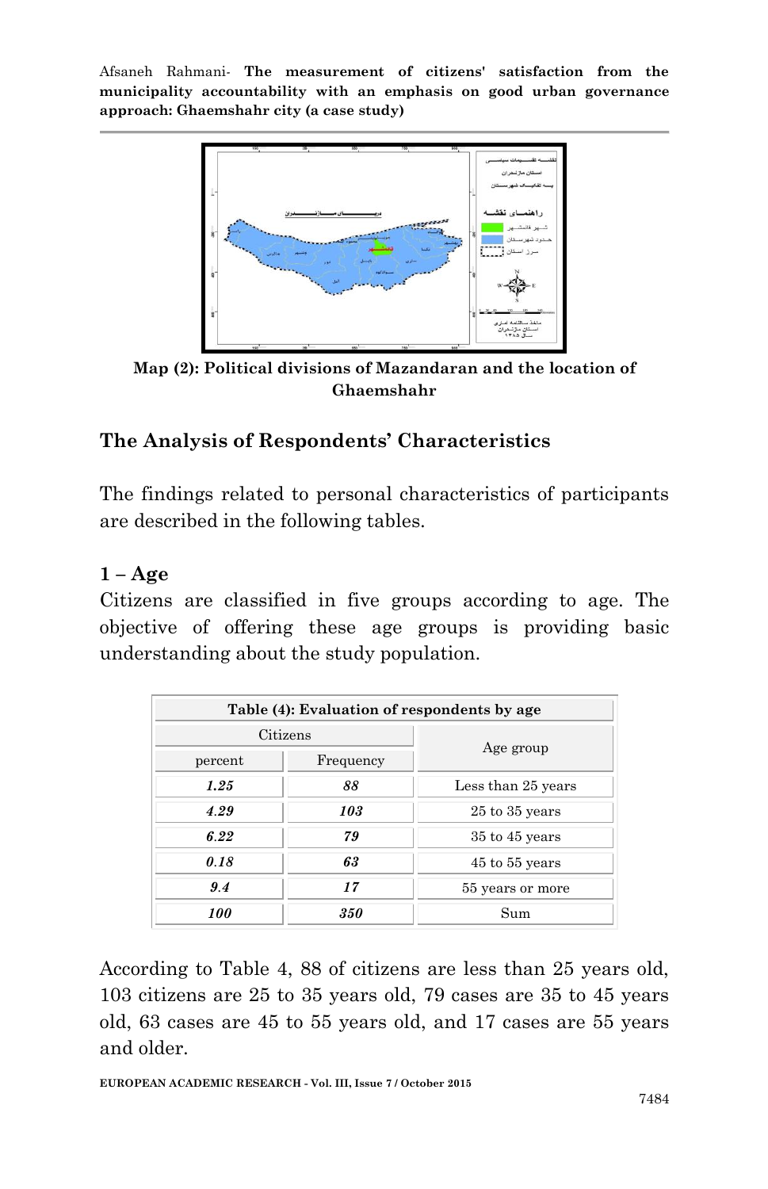Map (2): Political divisions of Mazandaran and the location of Ghaemshahr

## The Analysis of Respondents' Characteristics

The findings related to personal characteristics of participants are described in the following tables.

### 1 – Age

Citizens are classified in five groups according to age. The objective of offering these age groups is providing basic understanding about the study population.

**Table (4): Evaluation of respondents by age**

| Citizens | | Age group |
|---|---|---|
| percent | Frequency | |
| ***1.25*** | ***88*** | Less than 25 years |
| ***4.29*** | ***103*** | 25 to 35 years |
| ***6.22*** | ***79*** | 35 to 45 years |
| ***0.18*** | ***63*** | 45 to 55 years |
| ***9.4*** | ***17*** | 55 years or more |
| ***100*** | ***350*** | Sum |

According to Table 4, 88 of citizens are less than 25 years old, 103 citizens are 25 to 35 years old, 79 cases are 35 to 45 years old, 63 cases are 45 to 55 years old, and 17 cases are 55 years and older.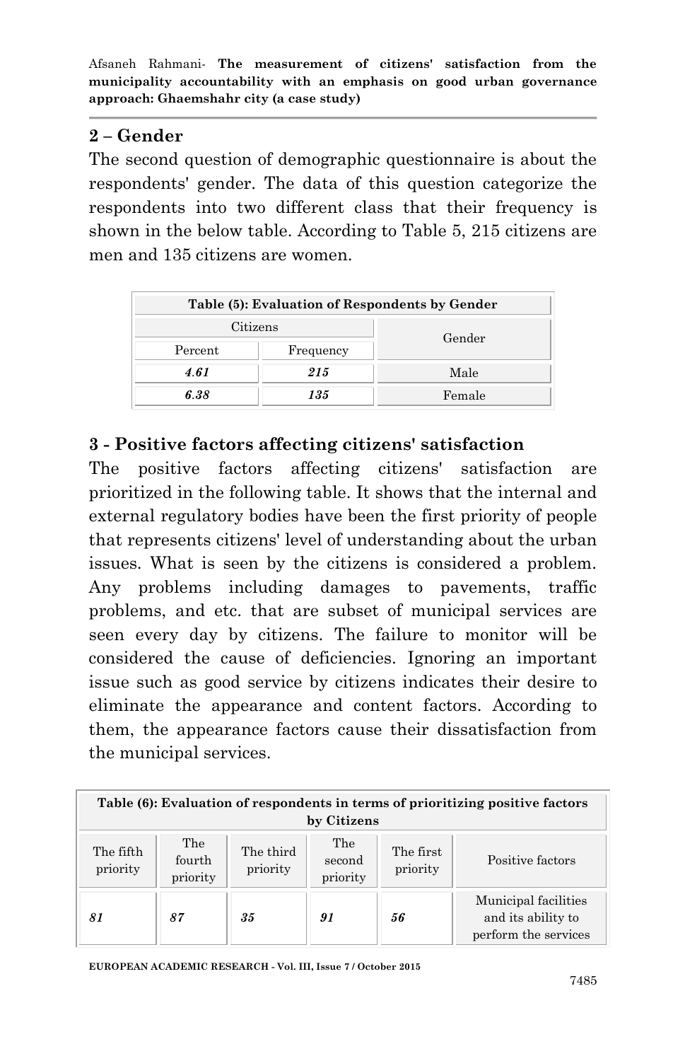## 2 – Gender

The second question of demographic questionnaire is about the respondents' gender. The data of this question categorize the respondents into two different class that their frequency is shown in the below table. According to Table 5, 215 citizens are men and 135 citizens are women.

| Table (5): Evaluation of Respondents by Gender | | |
|---|---|---|
| Citizens | | Gender |
| Percent | Frequency | |
| ***4.61*** | ***215*** | Male |
| ***6.38*** | ***135*** | Female |

## 3 - Positive factors affecting citizens' satisfaction

The positive factors affecting citizens' satisfaction are prioritized in the following table. It shows that the internal and external regulatory bodies have been the first priority of people that represents citizens' level of understanding about the urban issues. What is seen by the citizens is considered a problem. Any problems including damages to pavements, traffic problems, and etc. that are subset of municipal services are seen every day by citizens. The failure to monitor will be considered the cause of deficiencies. Ignoring an important issue such as good service by citizens indicates their desire to eliminate the appearance and content factors. According to them, the appearance factors cause their dissatisfaction from the municipal services.

| Table (6): Evaluation of respondents in terms of prioritizing positive factors by Citizens | | | | | |
|---|---|---|---|---|---|
| The fifth priority | The fourth priority | The third priority | The second priority | The first priority | Positive factors |
| ***81*** | ***87*** | ***35*** | ***91*** | ***56*** | Municipal facilities and its ability to perform the services |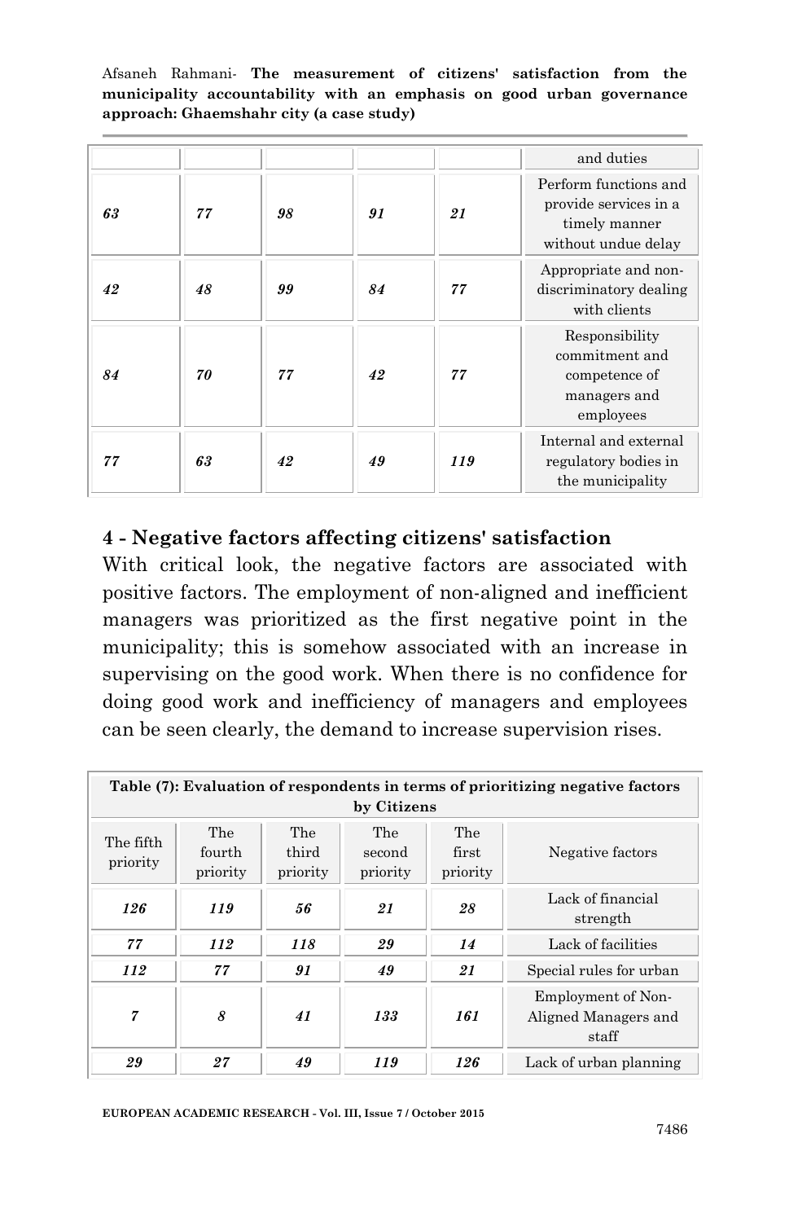| | | | | | |
|---|---|---|---|---|---|
| | | | | | and duties |
| *63* | *77* | *98* | *91* | *21* | Perform functions and provide services in a timely manner without undue delay |
| *42* | *48* | *99* | *84* | *77* | Appropriate and non-discriminatory dealing with clients |
| *84* | *70* | *77* | *42* | *77* | Responsibility commitment and competence of managers and employees |
| *77* | *63* | *42* | *49* | *119* | Internal and external regulatory bodies in the municipality |

## 4 - Negative factors affecting citizens' satisfaction

With critical look, the negative factors are associated with positive factors. The employment of non-aligned and inefficient managers was prioritized as the first negative point in the municipality; this is somehow associated with an increase in supervising on the good work. When there is no confidence for doing good work and inefficiency of managers and employees can be seen clearly, the demand to increase supervision rises.

**Table (7): Evaluation of respondents in terms of prioritizing negative factors by Citizens**

| The fifth priority | The fourth priority | The third priority | The second priority | The first priority | Negative factors |
|---|---|---|---|---|---|
| *126* | *119* | *56* | *21* | *28* | Lack of financial strength |
| *77* | *112* | *118* | *29* | *14* | Lack of facilities |
| *112* | *77* | *91* | *49* | *21* | Special rules for urban |
| *7* | *8* | *41* | *133* | *161* | Employment of Non-Aligned Managers and staff |
| *29* | *27* | *49* | *119* | *126* | Lack of urban planning |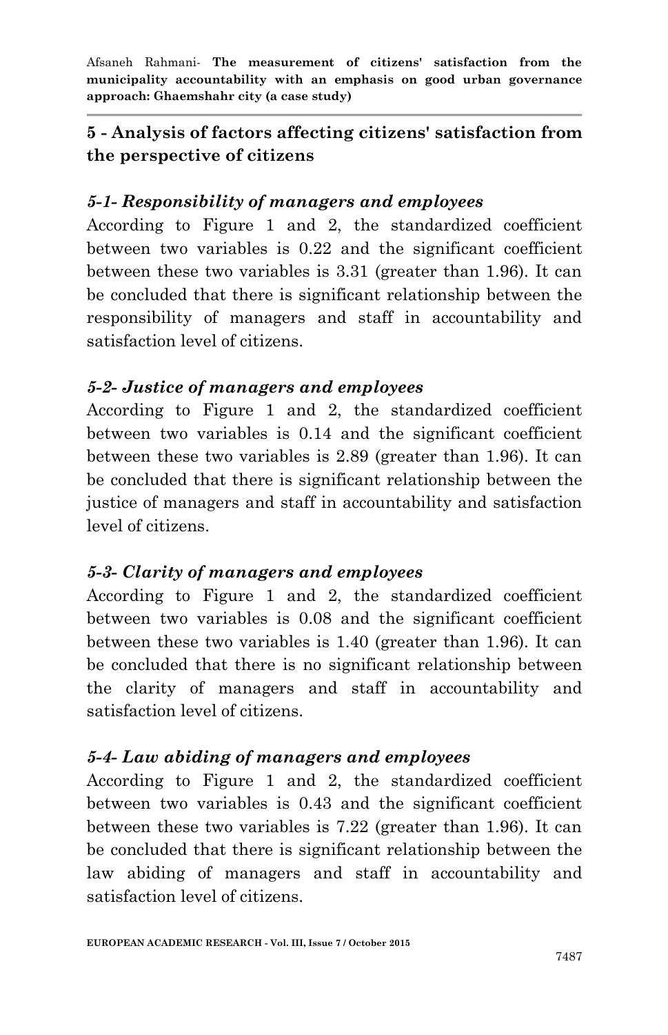## 5 - Analysis of factors affecting citizens' satisfaction from the perspective of citizens

### *5-1- Responsibility of managers and employees*

According to Figure 1 and 2, the standardized coefficient between two variables is 0.22 and the significant coefficient between these two variables is 3.31 (greater than 1.96). It can be concluded that there is significant relationship between the responsibility of managers and staff in accountability and satisfaction level of citizens.

### *5-2- Justice of managers and employees*

According to Figure 1 and 2, the standardized coefficient between two variables is 0.14 and the significant coefficient between these two variables is 2.89 (greater than 1.96). It can be concluded that there is significant relationship between the justice of managers and staff in accountability and satisfaction level of citizens.

### *5-3- Clarity of managers and employees*

According to Figure 1 and 2, the standardized coefficient between two variables is 0.08 and the significant coefficient between these two variables is 1.40 (greater than 1.96). It can be concluded that there is no significant relationship between the clarity of managers and staff in accountability and satisfaction level of citizens.

### *5-4- Law abiding of managers and employees*

According to Figure 1 and 2, the standardized coefficient between two variables is 0.43 and the significant coefficient between these two variables is 7.22 (greater than 1.96). It can be concluded that there is significant relationship between the law abiding of managers and staff in accountability and satisfaction level of citizens.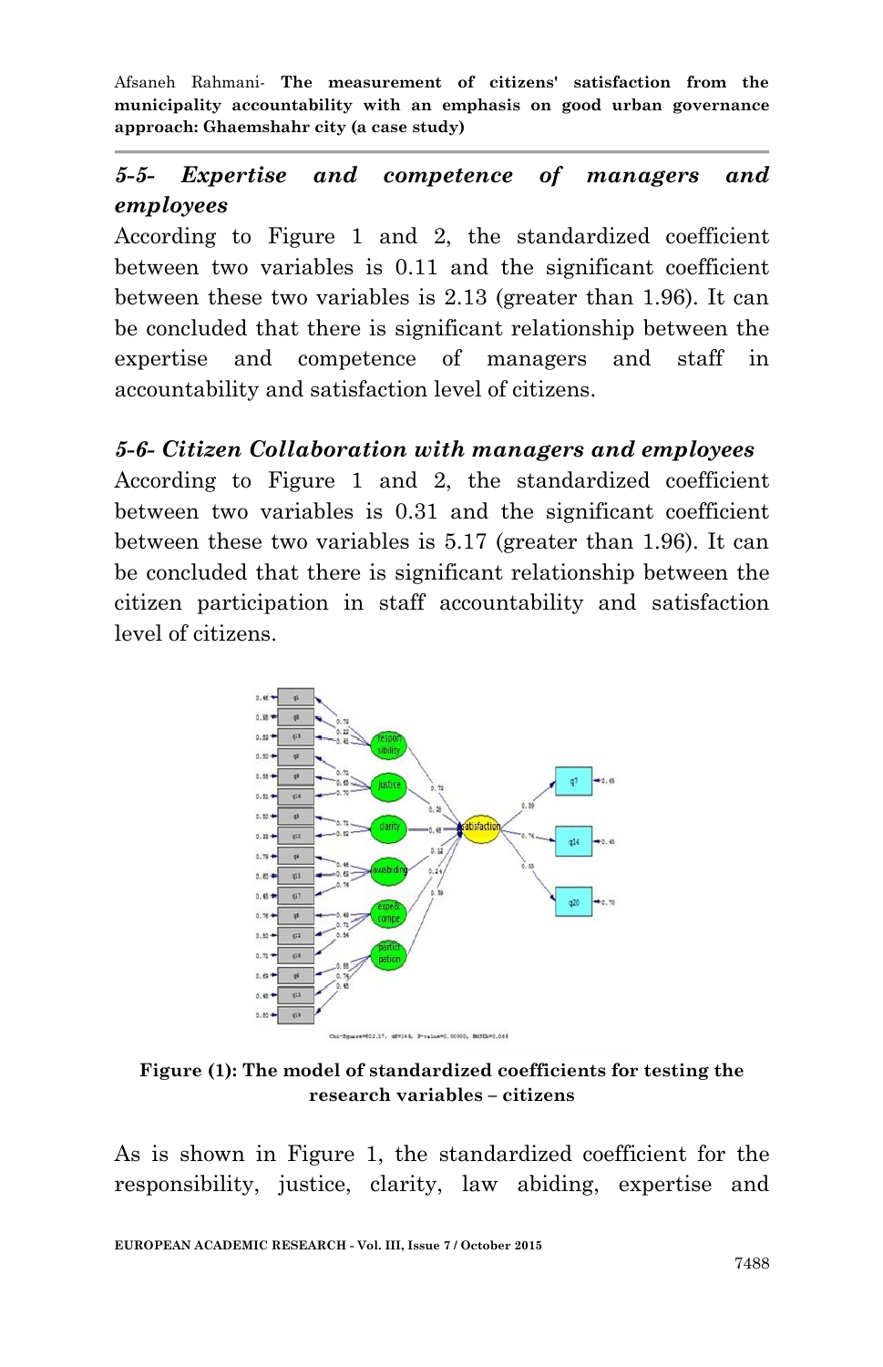### *5-5- Expertise and competence of managers and employees*

According to Figure 1 and 2, the standardized coefficient between two variables is 0.11 and the significant coefficient between these two variables is 2.13 (greater than 1.96). It can be concluded that there is significant relationship between the expertise and competence of managers and staff in accountability and satisfaction level of citizens.

### *5-6- Citizen Collaboration with managers and employees*

According to Figure 1 and 2, the standardized coefficient between two variables is 0.31 and the significant coefficient between these two variables is 5.17 (greater than 1.96). It can be concluded that there is significant relationship between the citizen participation in staff accountability and satisfaction level of citizens.

Chi-Square=602.17, df=149, P-value=0.00000, RMSEA=0.066

**Figure (1): The model of standardized coefficients for testing the research variables – citizens**

As is shown in Figure 1, the standardized coefficient for the responsibility, justice, clarity, law abiding, expertise and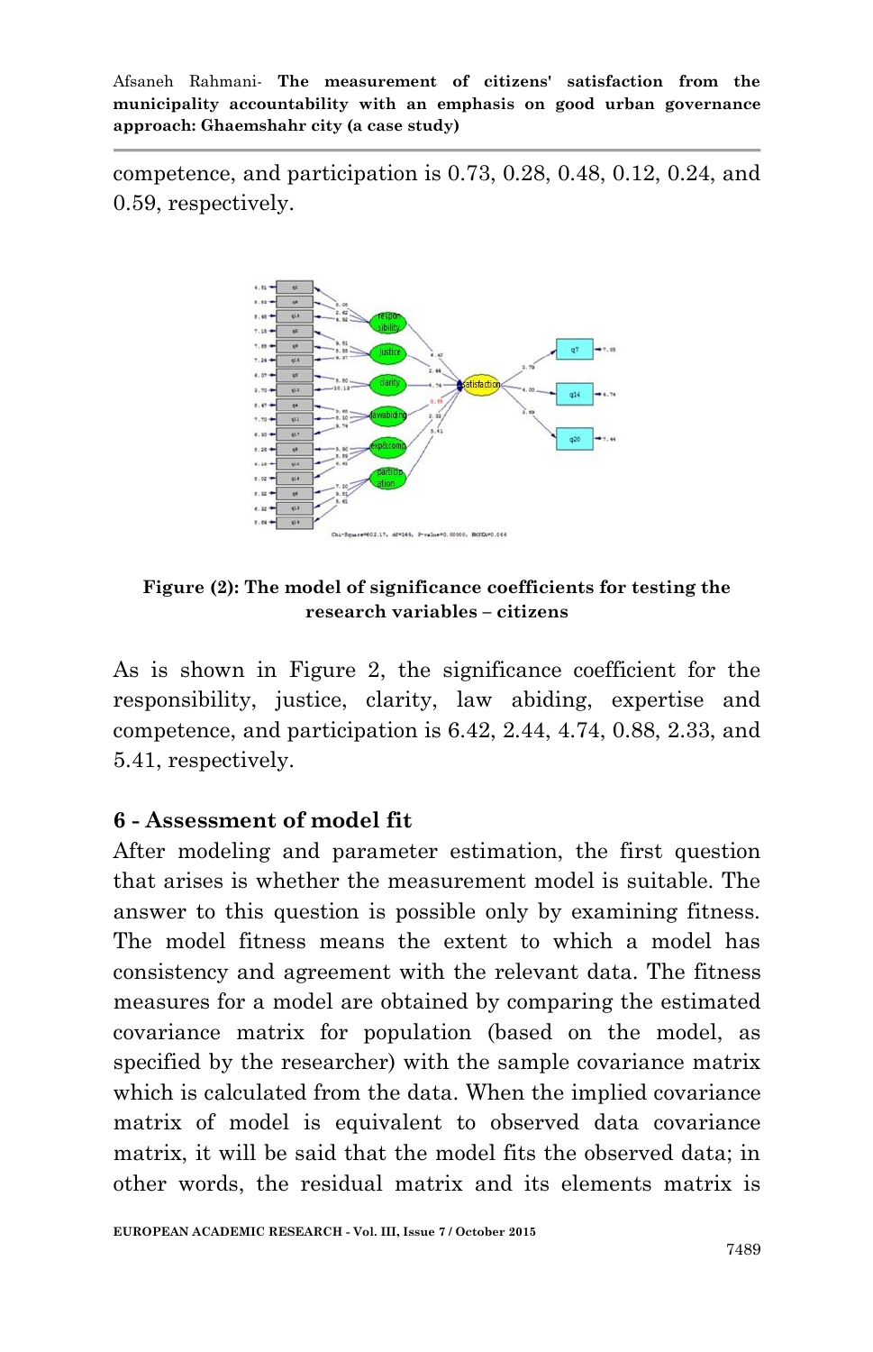competence, and participation is 0.73, 0.28, 0.48, 0.12, 0.24, and 0.59, respectively.

**Figure (2): The model of significance coefficients for testing the research variables – citizens**

As is shown in Figure 2, the significance coefficient for the responsibility, justice, clarity, law abiding, expertise and competence, and participation is 6.42, 2.44, 4.74, 0.88, 2.33, and 5.41, respectively.

## 6 - Assessment of model fit

After modeling and parameter estimation, the first question that arises is whether the measurement model is suitable. The answer to this question is possible only by examining fitness. The model fitness means the extent to which a model has consistency and agreement with the relevant data. The fitness measures for a model are obtained by comparing the estimated covariance matrix for population (based on the model, as specified by the researcher) with the sample covariance matrix which is calculated from the data. When the implied covariance matrix of model is equivalent to observed data covariance matrix, it will be said that the model fits the observed data; in other words, the residual matrix and its elements matrix is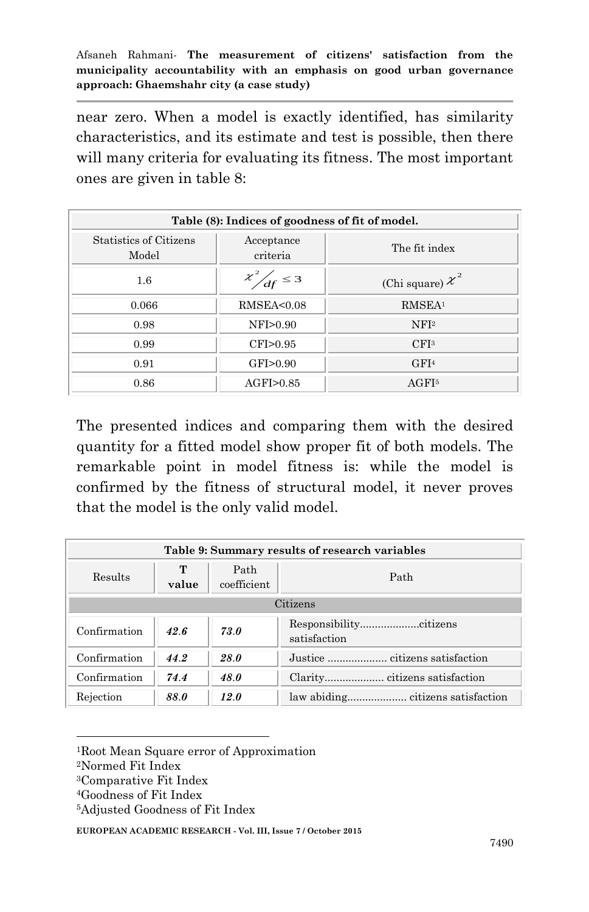near zero. When a model is exactly identified, has similarity characteristics, and its estimate and test is possible, then there will many criteria for evaluating its fitness. The most important ones are given in table 8:

| Table (8): Indices of goodness of fit of model. | | |
|---|---|---|
| Statistics of Citizens Model | Acceptance criteria | The fit index |
| 1.6 | $\chi^2/df \leq 3$ | (Chi square) $\chi^2$ |
| 0.066 | RMSEA<0.08 | RMSEA[1] |
| 0.98 | NFI>0.90 | NFI[2] |
| 0.99 | CFI>0.95 | CFI[3] |
| 0.91 | GFI>0.90 | GFI[4] |
| 0.86 | AGFI>0.85 | AGFI[5] |

The presented indices and comparing them with the desired quantity for a fitted model show proper fit of both models. The remarkable point in model fitness is: while the model is confirmed by the fitness of structural model, it never proves that the model is the only valid model.

| Table 9: Summary results of research variables | | | |
|---|---|---|---|
| Results | **T value** | Path coefficient | Path |
| Citizens | | | |
| Confirmation | ***42.6*** | ***73.0*** | Responsibility....................citizens satisfaction |
| Confirmation | ***44.2*** | ***28.0*** | Justice .................... citizens satisfaction |
| Confirmation | ***74.4*** | ***48.0*** | Clarity.................... citizens satisfaction |
| Rejection | ***88.0*** | ***12.0*** | law abiding.................... citizens satisfaction |

[1]Root Mean Square error of Approximation
[2]Normed Fit Index
[3]Comparative Fit Index
[4]Goodness of Fit Index
[5]Adjusted Goodness of Fit Index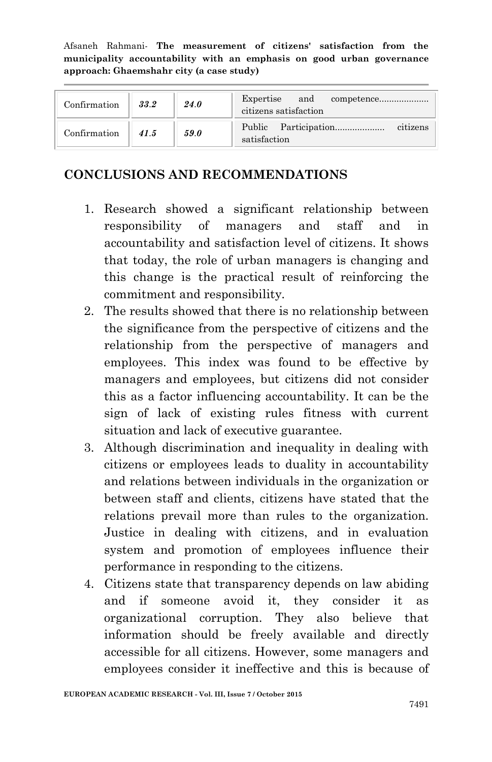| Confirmation | ***33.2*** | ***24.0*** | Expertise and competence.................... citizens satisfaction |
|---|---|---|---|
| Confirmation | ***41.5*** | ***59.0*** | Public Participation.................... citizens satisfaction |

## CONCLUSIONS AND RECOMMENDATIONS

1. Research showed a significant relationship between responsibility of managers and staff and in accountability and satisfaction level of citizens. It shows that today, the role of urban managers is changing and this change is the practical result of reinforcing the commitment and responsibility.
2. The results showed that there is no relationship between the significance from the perspective of citizens and the relationship from the perspective of managers and employees. This index was found to be effective by managers and employees, but citizens did not consider this as a factor influencing accountability. It can be the sign of lack of existing rules fitness with current situation and lack of executive guarantee.
3. Although discrimination and inequality in dealing with citizens or employees leads to duality in accountability and relations between individuals in the organization or between staff and clients, citizens have stated that the relations prevail more than rules to the organization. Justice in dealing with citizens, and in evaluation system and promotion of employees influence their performance in responding to the citizens.
4. Citizens state that transparency depends on law abiding and if someone avoid it, they consider it as organizational corruption. They also believe that information should be freely available and directly accessible for all citizens. However, some managers and employees consider it ineffective and this is because of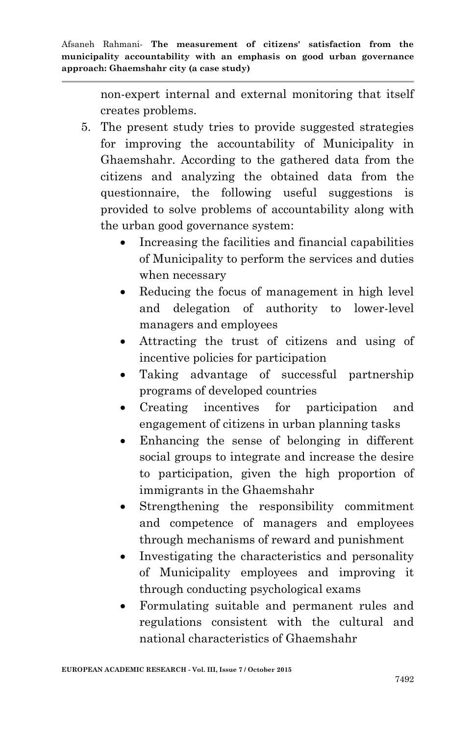non-expert internal and external monitoring that itself creates problems.

5. The present study tries to provide suggested strategies for improving the accountability of Municipality in Ghaemshahr. According to the gathered data from the citizens and analyzing the obtained data from the questionnaire, the following useful suggestions is provided to solve problems of accountability along with the urban good governance system:
    - Increasing the facilities and financial capabilities of Municipality to perform the services and duties when necessary
    - Reducing the focus of management in high level and delegation of authority to lower-level managers and employees
    - Attracting the trust of citizens and using of incentive policies for participation
    - Taking advantage of successful partnership programs of developed countries
    - Creating incentives for participation and engagement of citizens in urban planning tasks
    - Enhancing the sense of belonging in different social groups to integrate and increase the desire to participation, given the high proportion of immigrants in the Ghaemshahr
    - Strengthening the responsibility commitment and competence of managers and employees through mechanisms of reward and punishment
    - Investigating the characteristics and personality of Municipality employees and improving it through conducting psychological exams
    - Formulating suitable and permanent rules and regulations consistent with the cultural and national characteristics of Ghaemshahr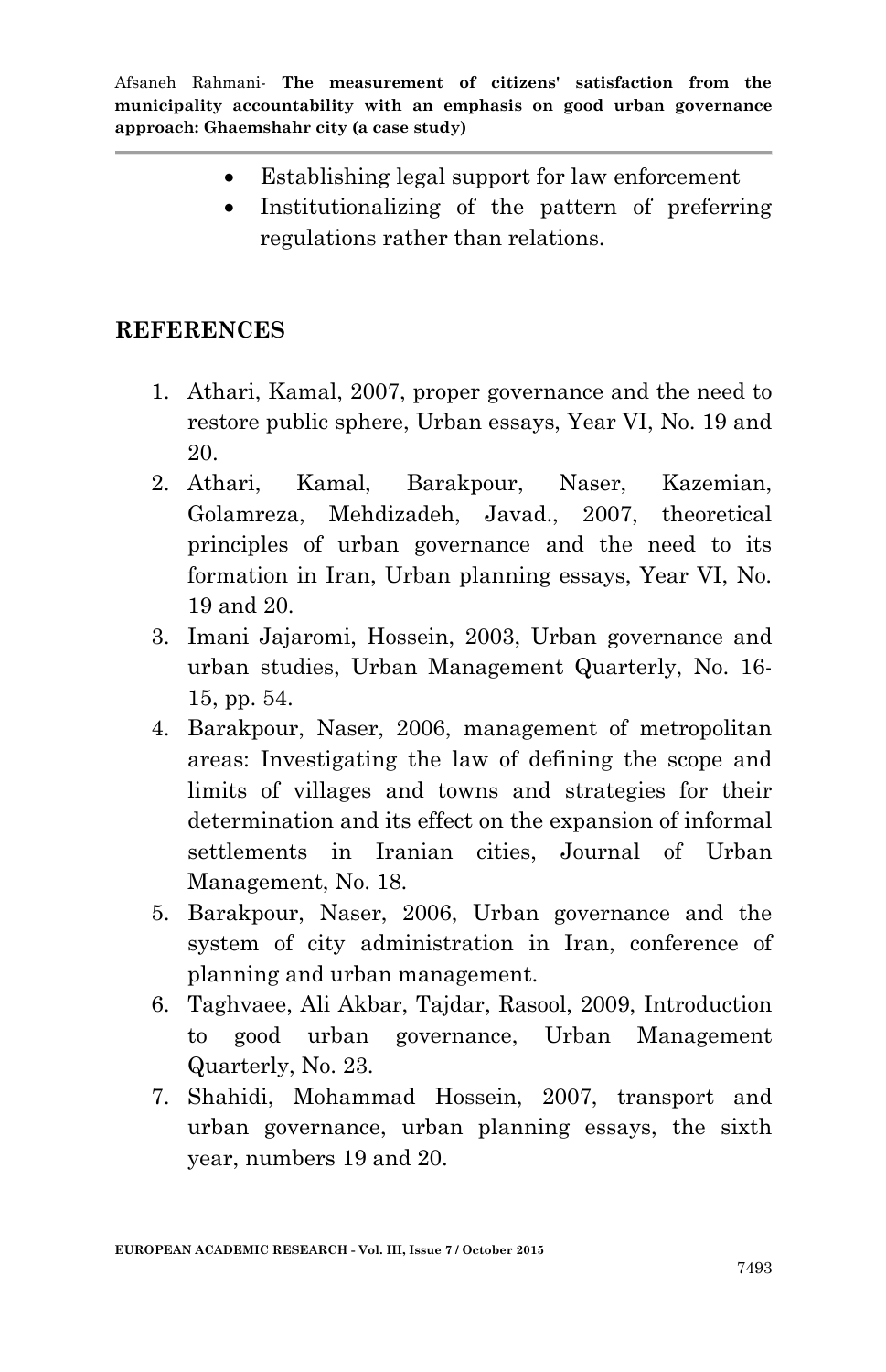- Establishing legal support for law enforcement
- Institutionalizing of the pattern of preferring regulations rather than relations.

## REFERENCES

1. Athari, Kamal, 2007, proper governance and the need to restore public sphere, Urban essays, Year VI, No. 19 and 20.
2. Athari, Kamal, Barakpour, Naser, Kazemian, Golamreza, Mehdizadeh, Javad., 2007, theoretical principles of urban governance and the need to its formation in Iran, Urban planning essays, Year VI, No. 19 and 20.
3. Imani Jajaromi, Hossein, 2003, Urban governance and urban studies, Urban Management Quarterly, No. 16-15, pp. 54.
4. Barakpour, Naser, 2006, management of metropolitan areas: Investigating the law of defining the scope and limits of villages and towns and strategies for their determination and its effect on the expansion of informal settlements in Iranian cities, Journal of Urban Management, No. 18.
5. Barakpour, Naser, 2006, Urban governance and the system of city administration in Iran, conference of planning and urban management.
6. Taghvaee, Ali Akbar, Tajdar, Rasool, 2009, Introduction to good urban governance, Urban Management Quarterly, No. 23.
7. Shahidi, Mohammad Hossein, 2007, transport and urban governance, urban planning essays, the sixth year, numbers 19 and 20.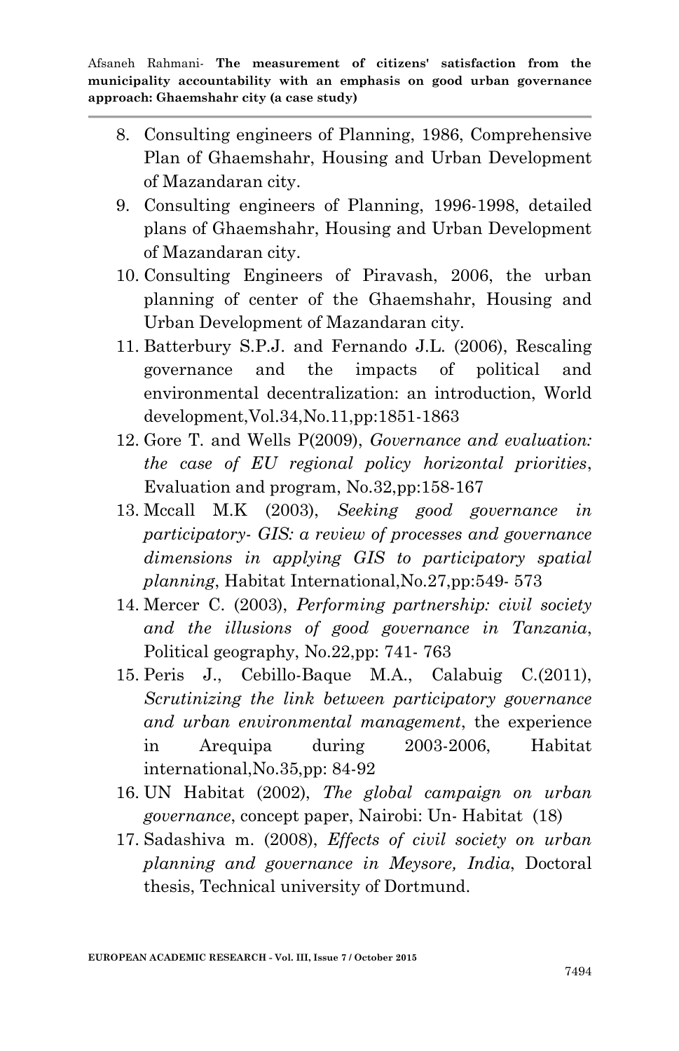8. Consulting engineers of Planning, 1986, Comprehensive Plan of Ghaemshahr, Housing and Urban Development of Mazandaran city.
9. Consulting engineers of Planning, 1996-1998, detailed plans of Ghaemshahr, Housing and Urban Development of Mazandaran city.
10. Consulting Engineers of Piravash, 2006, the urban planning of center of the Ghaemshahr, Housing and Urban Development of Mazandaran city.
11. Batterbury S.P.J. and Fernando J.L. (2006), Rescaling governance and the impacts of political and environmental decentralization: an introduction, World development,Vol.34,No.11,pp:1851-1863
12. Gore T. and Wells P(2009), *Governance and evaluation: the case of EU regional policy horizontal priorities*, Evaluation and program, No.32,pp:158-167
13. Mccall M.K (2003), *Seeking good governance in participatory- GIS: a review of processes and governance dimensions in applying GIS to participatory spatial planning*, Habitat International,No.27,pp:549- 573
14. Mercer C. (2003), *Performing partnership: civil society and the illusions of good governance in Tanzania*, Political geography, No.22,pp: 741- 763
15. Peris J., Cebillo-Baque M.A., Calabuig C.(2011), *Scrutinizing the link between participatory governance and urban environmental management*, the experience in Arequipa during 2003-2006, Habitat international,No.35,pp: 84-92
16. UN Habitat (2002), *The global campaign on urban governance*, concept paper, Nairobi: Un- Habitat (18)
17. Sadashiva m. (2008), *Effects of civil society on urban planning and governance in Meysore, India*, Doctoral thesis, Technical university of Dortmund.